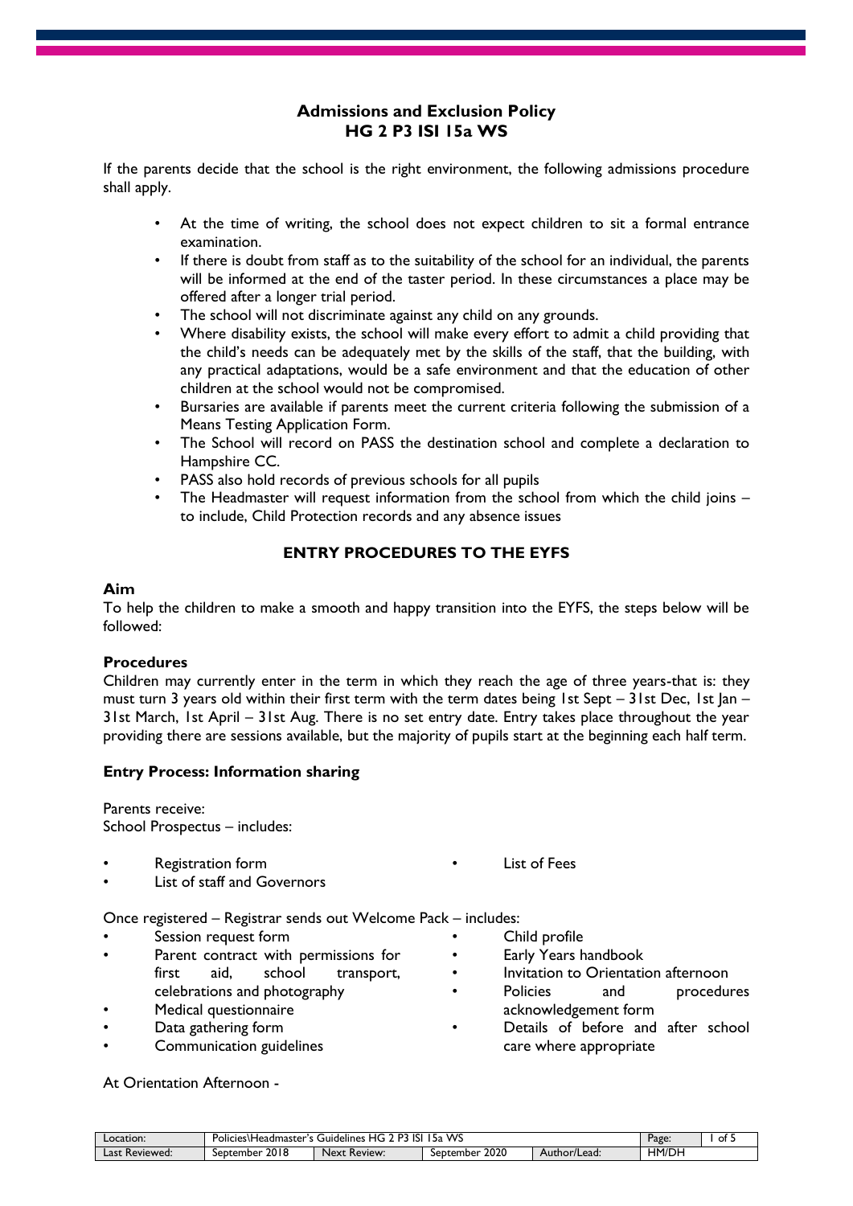# Admissions and Exclusion Policy
# HG 2 P3 ISI 15a WS

If the parents decide that the school is the right environment, the following admissions procedure shall apply.

- At the time of writing, the school does not expect children to sit a formal entrance examination.
- If there is doubt from staff as to the suitability of the school for an individual, the parents will be informed at the end of the taster period. In these circumstances a place may be offered after a longer trial period.
- The school will not discriminate against any child on any grounds.
- Where disability exists, the school will make every effort to admit a child providing that the child's needs can be adequately met by the skills of the staff, that the building, with any practical adaptations, would be a safe environment and that the education of other children at the school would not be compromised.
- Bursaries are available if parents meet the current criteria following the submission of a Means Testing Application Form.
- The School will record on PASS the destination school and complete a declaration to Hampshire CC.
- PASS also hold records of previous schools for all pupils
- The Headmaster will request information from the school from which the child joins – to include, Child Protection records and any absence issues

## ENTRY PROCEDURES TO THE EYFS

### Aim

To help the children to make a smooth and happy transition into the EYFS, the steps below will be followed:

### Procedures

Children may currently enter in the term in which they reach the age of three years-that is: they must turn 3 years old within their first term with the term dates being 1st Sept – 31st Dec, 1st Jan – 31st March, 1st April – 31st Aug. There is no set entry date. Entry takes place throughout the year providing there are sessions available, but the majority of pupils start at the beginning each half term.

### Entry Process: Information sharing

Parents receive:
School Prospectus – includes:

- Registration form
- List of staff and Governors
- List of Fees

Once registered – Registrar sends out Welcome Pack – includes:

- Session request form
- Parent contract with permissions for first aid, school transport, celebrations and photography
- Medical questionnaire
- Data gathering form
- Communication guidelines
- Child profile
- Early Years handbook
- Invitation to Orientation afternoon
- Policies and procedures acknowledgement form
- Details of before and after school care where appropriate

At Orientation Afternoon -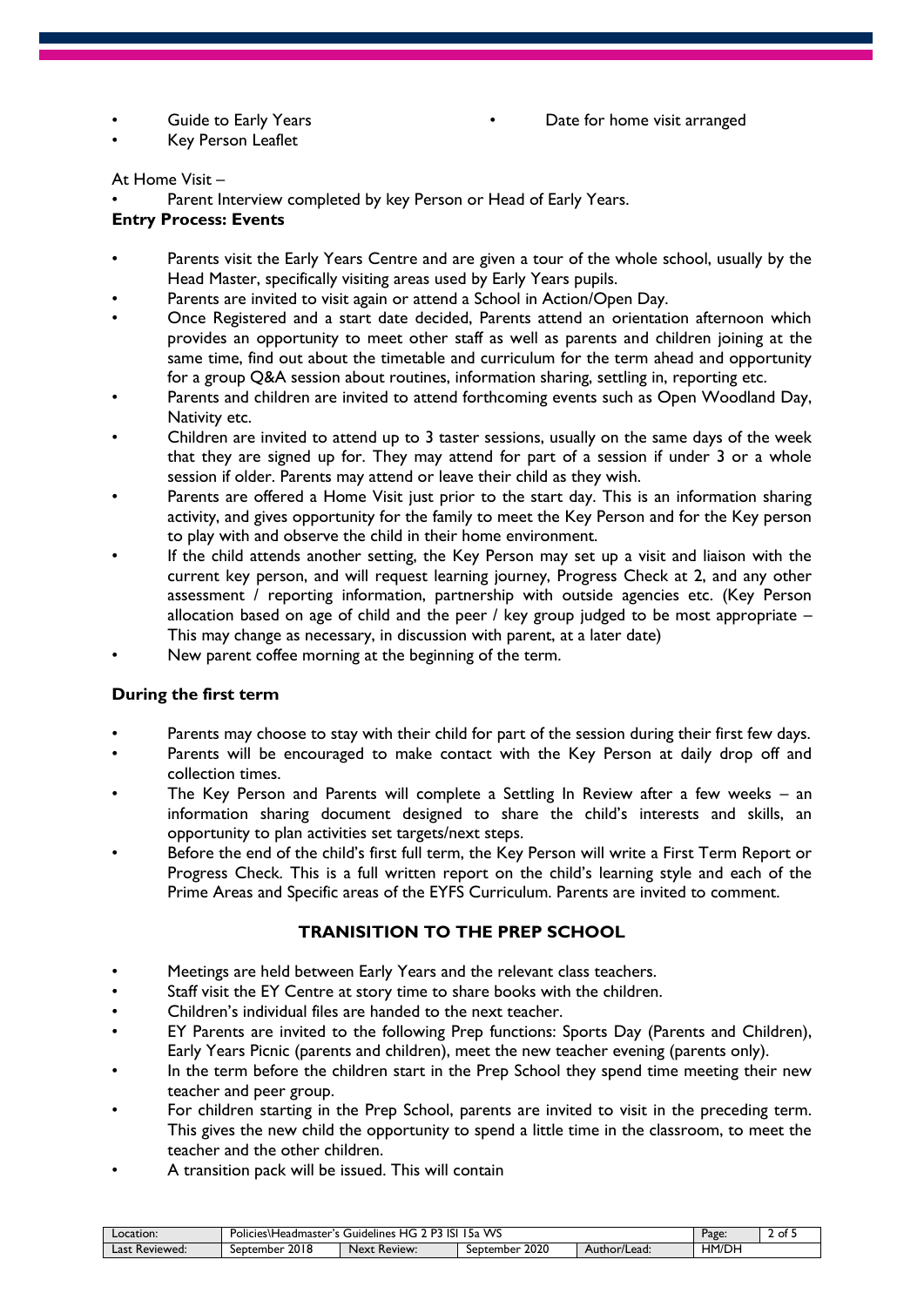- Guide to Early Years
- Key Person Leaflet
- Date for home visit arranged

At Home Visit –

- Parent Interview completed by key Person or Head of Early Years.

**Entry Process: Events**

- Parents visit the Early Years Centre and are given a tour of the whole school, usually by the Head Master, specifically visiting areas used by Early Years pupils.
- Parents are invited to visit again or attend a School in Action/Open Day.
- Once Registered and a start date decided, Parents attend an orientation afternoon which provides an opportunity to meet other staff as well as parents and children joining at the same time, find out about the timetable and curriculum for the term ahead and opportunity for a group Q&A session about routines, information sharing, settling in, reporting etc.
- Parents and children are invited to attend forthcoming events such as Open Woodland Day, Nativity etc.
- Children are invited to attend up to 3 taster sessions, usually on the same days of the week that they are signed up for. They may attend for part of a session if under 3 or a whole session if older. Parents may attend or leave their child as they wish.
- Parents are offered a Home Visit just prior to the start day. This is an information sharing activity, and gives opportunity for the family to meet the Key Person and for the Key person to play with and observe the child in their home environment.
- If the child attends another setting, the Key Person may set up a visit and liaison with the current key person, and will request learning journey, Progress Check at 2, and any other assessment / reporting information, partnership with outside agencies etc. (Key Person allocation based on age of child and the peer / key group judged to be most appropriate – This may change as necessary, in discussion with parent, at a later date)
- New parent coffee morning at the beginning of the term.

**During the first term**

- Parents may choose to stay with their child for part of the session during their first few days.
- Parents will be encouraged to make contact with the Key Person at daily drop off and collection times.
- The Key Person and Parents will complete a Settling In Review after a few weeks – an information sharing document designed to share the child's interests and skills, an opportunity to plan activities set targets/next steps.
- Before the end of the child's first full term, the Key Person will write a First Term Report or Progress Check. This is a full written report on the child's learning style and each of the Prime Areas and Specific areas of the EYFS Curriculum. Parents are invited to comment.

**TRANISITION TO THE PREP SCHOOL**

- Meetings are held between Early Years and the relevant class teachers.
- Staff visit the EY Centre at story time to share books with the children.
- Children's individual files are handed to the next teacher.
- EY Parents are invited to the following Prep functions: Sports Day (Parents and Children), Early Years Picnic (parents and children), meet the new teacher evening (parents only).
- In the term before the children start in the Prep School they spend time meeting their new teacher and peer group.
- For children starting in the Prep School, parents are invited to visit in the preceding term. This gives the new child the opportunity to spend a little time in the classroom, to meet the teacher and the other children.
- A transition pack will be issued. This will contain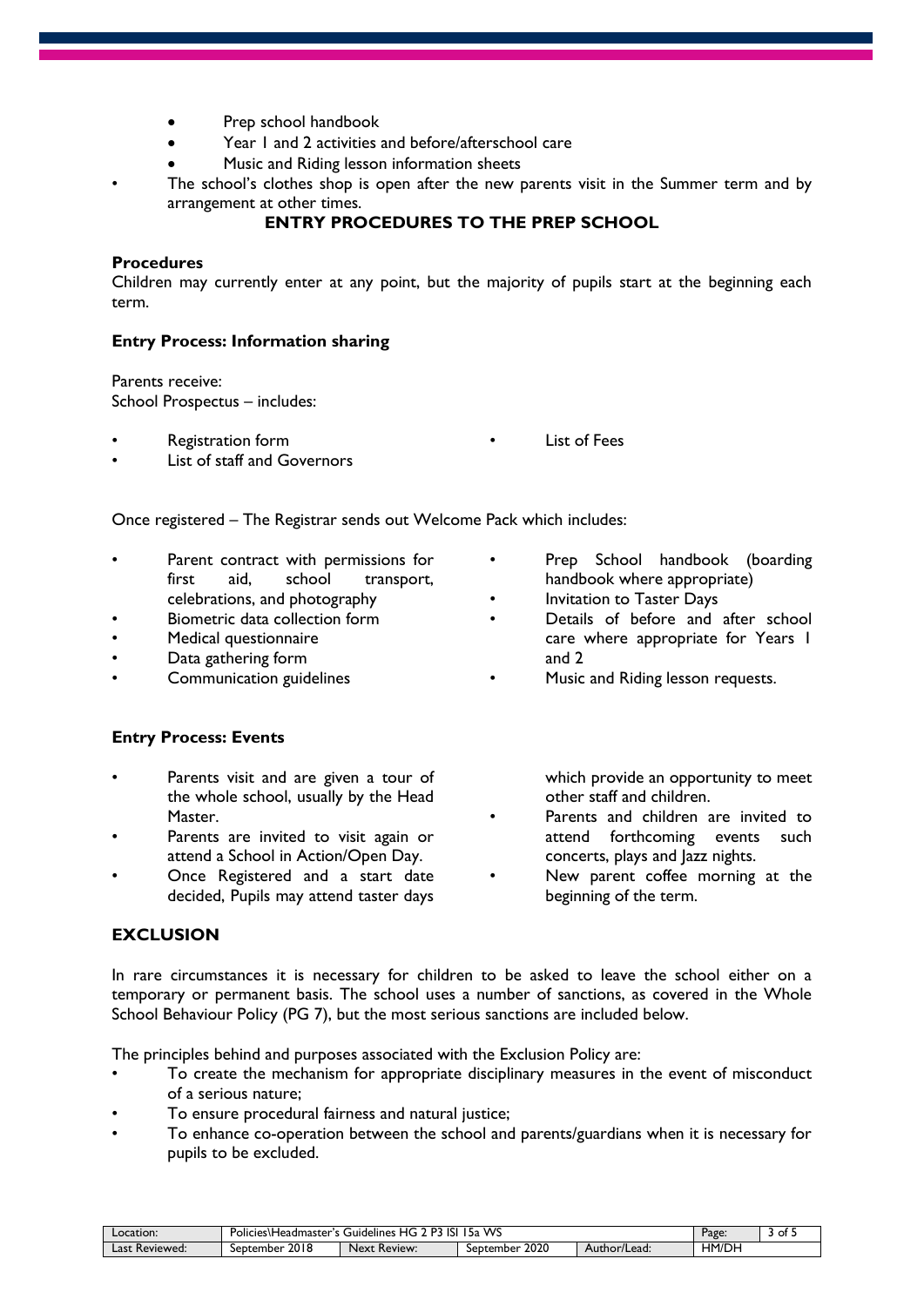- Prep school handbook
- Year 1 and 2 activities and before/afterschool care
- Music and Riding lesson information sheets

- The school's clothes shop is open after the new parents visit in the Summer term and by arrangement at other times.

## ENTRY PROCEDURES TO THE PREP SCHOOL

**Procedures**

Children may currently enter at any point, but the majority of pupils start at the beginning each term.

**Entry Process: Information sharing**

Parents receive:
School Prospectus – includes:

- Registration form
- List of staff and Governors
- List of Fees

Once registered – The Registrar sends out Welcome Pack which includes:

- Parent contract with permissions for first aid, school transport, celebrations, and photography
- Biometric data collection form
- Medical questionnaire
- Data gathering form
- Communication guidelines
- Prep School handbook (boarding handbook where appropriate)
- Invitation to Taster Days
- Details of before and after school care where appropriate for Years 1 and 2
- Music and Riding lesson requests.

**Entry Process: Events**

- Parents visit and are given a tour of the whole school, usually by the Head Master.
- Parents are invited to visit again or attend a School in Action/Open Day.
- Once Registered and a start date decided, Pupils may attend taster days which provide an opportunity to meet other staff and children.
- Parents and children are invited to attend forthcoming events such concerts, plays and Jazz nights.
- New parent coffee morning at the beginning of the term.

## EXCLUSION

In rare circumstances it is necessary for children to be asked to leave the school either on a temporary or permanent basis. The school uses a number of sanctions, as covered in the Whole School Behaviour Policy (PG 7), but the most serious sanctions are included below.

The principles behind and purposes associated with the Exclusion Policy are:

- To create the mechanism for appropriate disciplinary measures in the event of misconduct of a serious nature;
- To ensure procedural fairness and natural justice;
- To enhance co-operation between the school and parents/guardians when it is necessary for pupils to be excluded.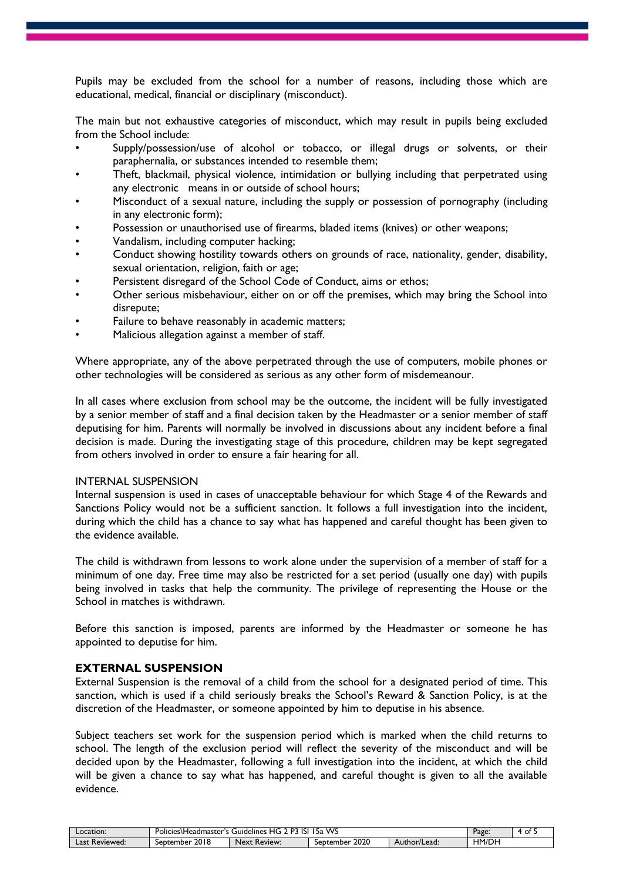Pupils may be excluded from the school for a number of reasons, including those which are educational, medical, financial or disciplinary (misconduct).

The main but not exhaustive categories of misconduct, which may result in pupils being excluded from the School include:

- Supply/possession/use of alcohol or tobacco, or illegal drugs or solvents, or their paraphernalia, or substances intended to resemble them;
- Theft, blackmail, physical violence, intimidation or bullying including that perpetrated using any electronic means in or outside of school hours;
- Misconduct of a sexual nature, including the supply or possession of pornography (including in any electronic form);
- Possession or unauthorised use of firearms, bladed items (knives) or other weapons;
- Vandalism, including computer hacking;
- Conduct showing hostility towards others on grounds of race, nationality, gender, disability, sexual orientation, religion, faith or age;
- Persistent disregard of the School Code of Conduct, aims or ethos;
- Other serious misbehaviour, either on or off the premises, which may bring the School into disrepute;
- Failure to behave reasonably in academic matters;
- Malicious allegation against a member of staff.

Where appropriate, any of the above perpetrated through the use of computers, mobile phones or other technologies will be considered as serious as any other form of misdemeanour.

In all cases where exclusion from school may be the outcome, the incident will be fully investigated by a senior member of staff and a final decision taken by the Headmaster or a senior member of staff deputising for him. Parents will normally be involved in discussions about any incident before a final decision is made. During the investigating stage of this procedure, children may be kept segregated from others involved in order to ensure a fair hearing for all.

INTERNAL SUSPENSION

Internal suspension is used in cases of unacceptable behaviour for which Stage 4 of the Rewards and Sanctions Policy would not be a sufficient sanction. It follows a full investigation into the incident, during which the child has a chance to say what has happened and careful thought has been given to the evidence available.

The child is withdrawn from lessons to work alone under the supervision of a member of staff for a minimum of one day. Free time may also be restricted for a set period (usually one day) with pupils being involved in tasks that help the community. The privilege of representing the House or the School in matches is withdrawn.

Before this sanction is imposed, parents are informed by the Headmaster or someone he has appointed to deputise for him.

## EXTERNAL SUSPENSION

External Suspension is the removal of a child from the school for a designated period of time. This sanction, which is used if a child seriously breaks the School's Reward & Sanction Policy, is at the discretion of the Headmaster, or someone appointed by him to deputise in his absence.

Subject teachers set work for the suspension period which is marked when the child returns to school. The length of the exclusion period will reflect the severity of the misconduct and will be decided upon by the Headmaster, following a full investigation into the incident, at which the child will be given a chance to say what has happened, and careful thought is given to all the available evidence.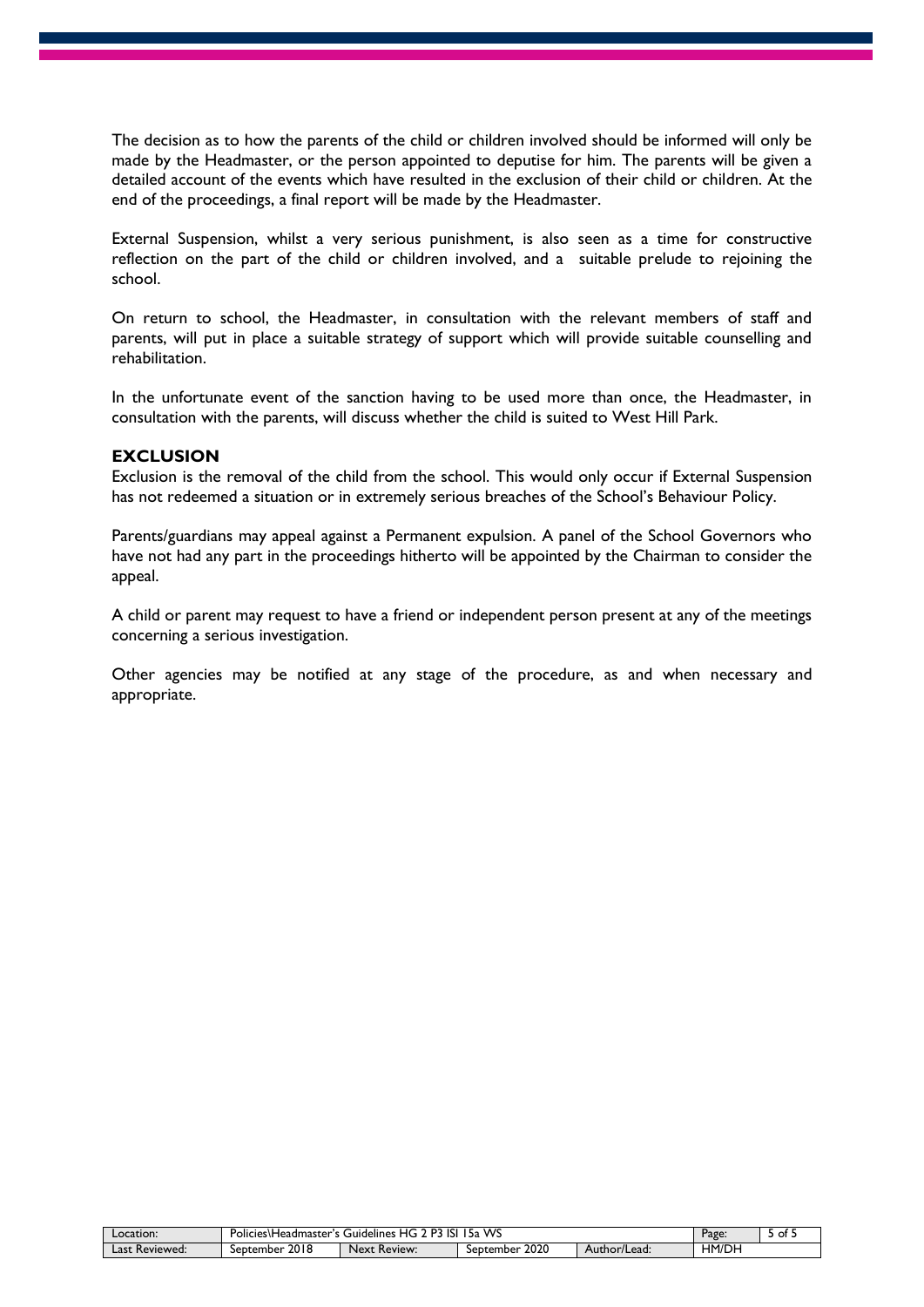The decision as to how the parents of the child or children involved should be informed will only be made by the Headmaster, or the person appointed to deputise for him. The parents will be given a detailed account of the events which have resulted in the exclusion of their child or children. At the end of the proceedings, a final report will be made by the Headmaster.

External Suspension, whilst a very serious punishment, is also seen as a time for constructive reflection on the part of the child or children involved, and a suitable prelude to rejoining the school.

On return to school, the Headmaster, in consultation with the relevant members of staff and parents, will put in place a suitable strategy of support which will provide suitable counselling and rehabilitation.

In the unfortunate event of the sanction having to be used more than once, the Headmaster, in consultation with the parents, will discuss whether the child is suited to West Hill Park.

## EXCLUSION

Exclusion is the removal of the child from the school. This would only occur if External Suspension has not redeemed a situation or in extremely serious breaches of the School's Behaviour Policy.

Parents/guardians may appeal against a Permanent expulsion. A panel of the School Governors who have not had any part in the proceedings hitherto will be appointed by the Chairman to consider the appeal.

A child or parent may request to have a friend or independent person present at any of the meetings concerning a serious investigation.

Other agencies may be notified at any stage of the procedure, as and when necessary and appropriate.